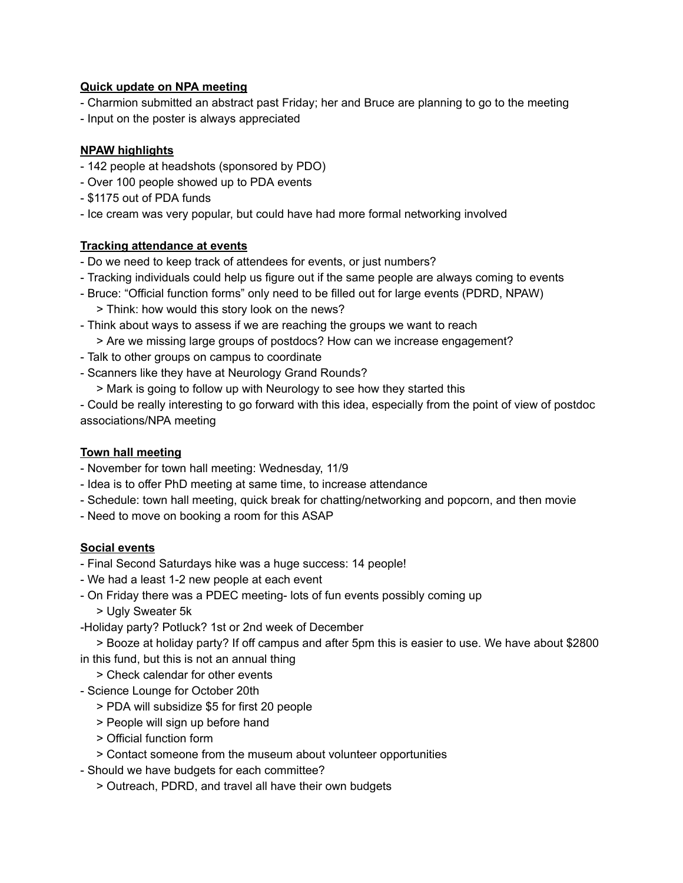**Quick update on NPA meeting**

- Charmion submitted an abstract past Friday; her and Bruce are planning to go to the meeting
- Input on the poster is always appreciated

**NPAW highlights**

- 142 people at headshots (sponsored by PDO)
- Over 100 people showed up to PDA events
- $1175 out of PDA funds
- Ice cream was very popular, but could have had more formal networking involved

**Tracking attendance at events**

- Do we need to keep track of attendees for events, or just numbers?
- Tracking individuals could help us figure out if the same people are always coming to events
- Bruce: "Official function forms" only need to be filled out for large events (PDRD, NPAW)
  > Think: how would this story look on the news?
- Think about ways to assess if we are reaching the groups we want to reach
  > Are we missing large groups of postdocs? How can we increase engagement?
- Talk to other groups on campus to coordinate
- Scanners like they have at Neurology Grand Rounds?
  > Mark is going to follow up with Neurology to see how they started this
- Could be really interesting to go forward with this idea, especially from the point of view of postdoc associations/NPA meeting

**Town hall meeting**

- November for town hall meeting: Wednesday, 11/9
- Idea is to offer PhD meeting at same time, to increase attendance
- Schedule: town hall meeting, quick break for chatting/networking and popcorn, and then movie
- Need to move on booking a room for this ASAP

**Social events**

- Final Second Saturdays hike was a huge success: 14 people!
- We had a least 1-2 new people at each event
- On Friday there was a PDEC meeting- lots of fun events possibly coming up
  > Ugly Sweater 5k
- Holiday party? Potluck? 1st or 2nd week of December
  > Booze at holiday party? If off campus and after 5pm this is easier to use. We have about $2800 in this fund, but this is not an annual thing
  > Check calendar for other events
- Science Lounge for October 20th
  > PDA will subsidize $5 for first 20 people
  > People will sign up before hand
  > Official function form
  > Contact someone from the museum about volunteer opportunities
- Should we have budgets for each committee?
  > Outreach, PDRD, and travel all have their own budgets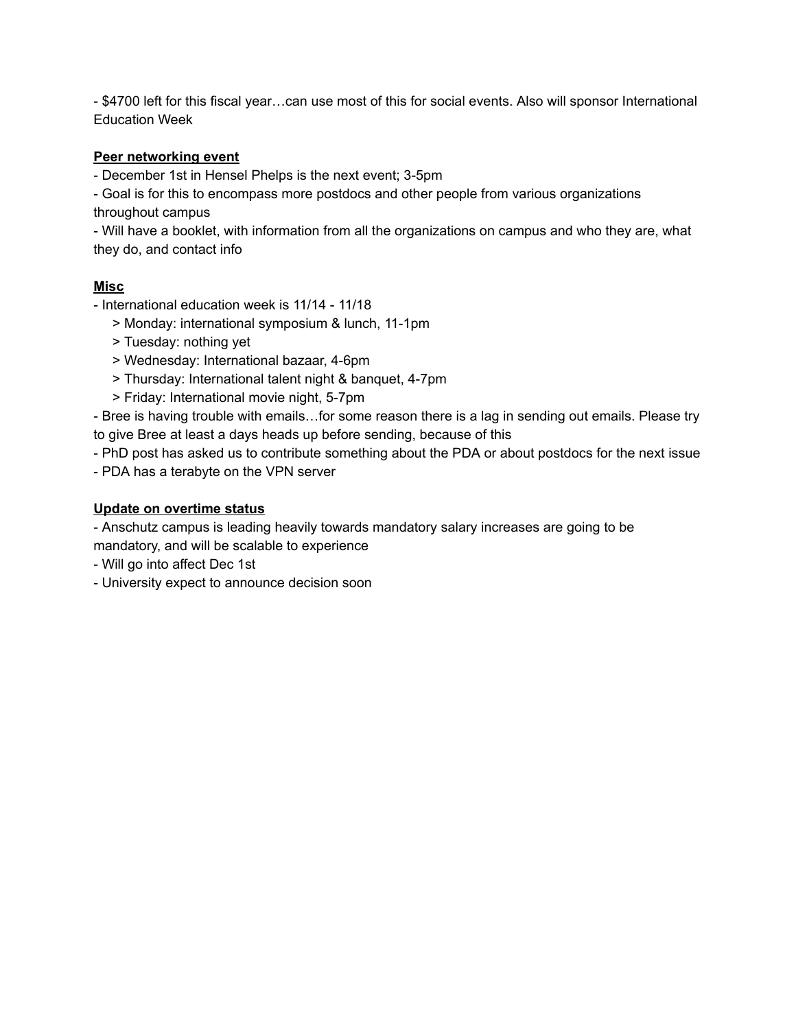- $4700 left for this fiscal year…can use most of this for social events. Also will sponsor International Education Week

**Peer networking event**

- December 1st in Hensel Phelps is the next event; 3-5pm
- Goal is for this to encompass more postdocs and other people from various organizations throughout campus
- Will have a booklet, with information from all the organizations on campus and who they are, what they do, and contact info

**Misc**

- International education week is 11/14 - 11/18
    > Monday: international symposium & lunch, 11-1pm
    > Tuesday: nothing yet
    > Wednesday: International bazaar, 4-6pm
    > Thursday: International talent night & banquet, 4-7pm
    > Friday: International movie night, 5-7pm
- Bree is having trouble with emails…for some reason there is a lag in sending out emails. Please try to give Bree at least a days heads up before sending, because of this
- PhD post has asked us to contribute something about the PDA or about postdocs for the next issue
- PDA has a terabyte on the VPN server

**Update on overtime status**

- Anschutz campus is leading heavily towards mandatory salary increases are going to be mandatory, and will be scalable to experience
- Will go into affect Dec 1st
- University expect to announce decision soon